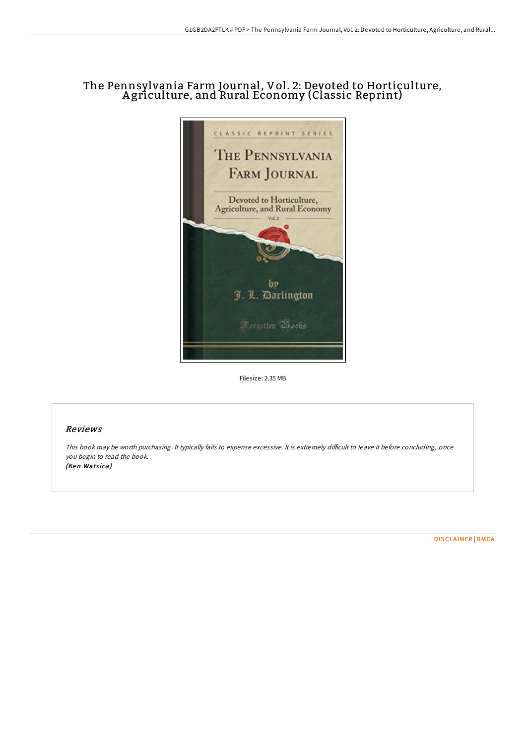# The Pennsylvania Farm Journal, Vol. 2: Devoted to Horticulture, Agriculture, and Rural Economy (Classic Reprint)

Filesize: 2.35 MB

## Reviews

*This book may be worth purchasing. It typically fails to expense excessive. It is extremely difficult to leave it before concluding, once you begin to read the book.*
***(Ken Watsica)***

DISCLAIMER | DMCA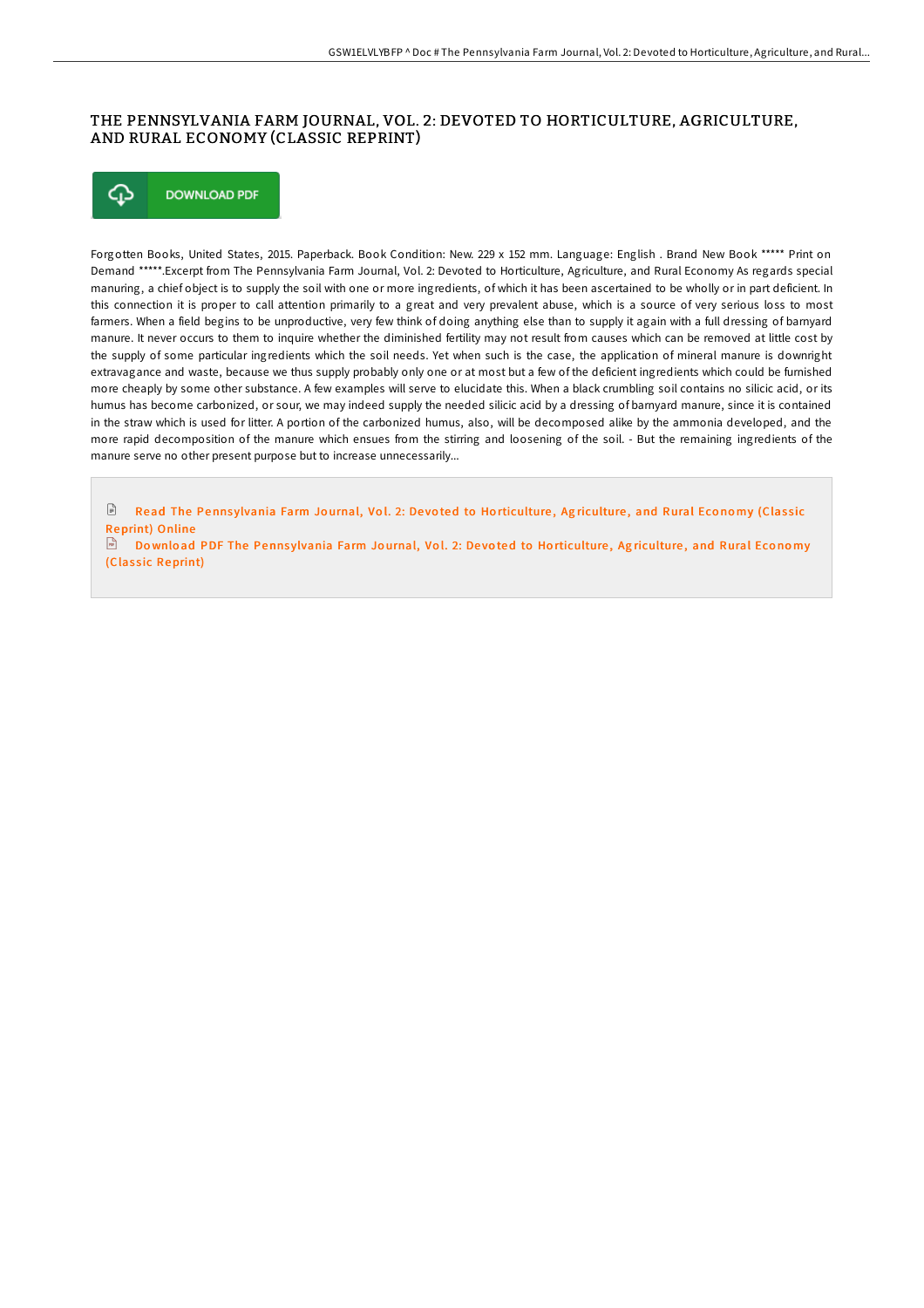# THE PENNSYLVANIA FARM JOURNAL, VOL. 2: DEVOTED TO HORTICULTURE, AGRICULTURE, AND RURAL ECONOMY (CLASSIC REPRINT)

DOWNLOAD PDF

Forgotten Books, United States, 2015. Paperback. Book Condition: New. 229 x 152 mm. Language: English . Brand New Book ***** Print on Demand *****.Excerpt from The Pennsylvania Farm Journal, Vol. 2: Devoted to Horticulture, Agriculture, and Rural Economy As regards special manuring, a chief object is to supply the soil with one or more ingredients, of which it has been ascertained to be wholly or in part deficient. In this connection it is proper to call attention primarily to a great and very prevalent abuse, which is a source of very serious loss to most farmers. When a field begins to be unproductive, very few think of doing anything else than to supply it again with a full dressing of barnyard manure. It never occurs to them to inquire whether the diminished fertility may not result from causes which can be removed at little cost by the supply of some particular ingredients which the soil needs. Yet when such is the case, the application of mineral manure is downright extravagance and waste, because we thus supply probably only one or at most but a few of the deficient ingredients which could be furnished more cheaply by some other substance. A few examples will serve to elucidate this. When a black crumbling soil contains no silicic acid, or its humus has become carbonized, or sour, we may indeed supply the needed silicic acid by a dressing of barnyard manure, since it is contained in the straw which is used for litter. A portion of the carbonized humus, also, will be decomposed alike by the ammonia developed, and the more rapid decomposition of the manure which ensues from the stirring and loosening of the soil. - But the remaining ingredients of the manure serve no other present purpose but to increase unnecessarily...

Read The Pennsylvania Farm Journal, Vol. 2: Devoted to Horticulture, Agriculture, and Rural Economy (Classic Reprint) Online

Download PDF The Pennsylvania Farm Journal, Vol. 2: Devoted to Horticulture, Agriculture, and Rural Economy (Classic Reprint)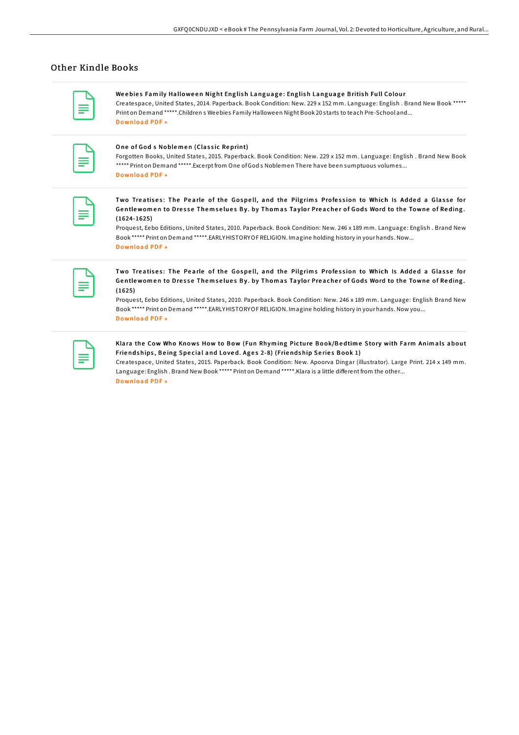## Other Kindle Books

**Weebies Family Halloween Night English Language: English Language British Full Colour**

Createspace, United States, 2014. Paperback. Book Condition: New. 229 x 152 mm. Language: English . Brand New Book ***** Print on Demand *****.Children s Weebies Family Halloween Night Book 20 starts to teach Pre-School and...

Download PDF »

**One of God s Noblemen (Classic Reprint)**

Forgotten Books, United States, 2015. Paperback. Book Condition: New. 229 x 152 mm. Language: English . Brand New Book ***** Print on Demand *****.Excerpt from One of God s Noblemen There have been sumptuous volumes...

Download PDF »

**Two Treatises: The Pearle of the Gospell, and the Pilgrims Profession to Which Is Added a Glasse for Gentlewomen to Dresse Themselues By. by Thomas Taylor Preacher of Gods Word to the Towne of Reding. (1624-1625)**

Proquest, Eebo Editions, United States, 2010. Paperback. Book Condition: New. 246 x 189 mm. Language: English . Brand New Book ***** Print on Demand *****.EARLY HISTORY OF RELIGION. Imagine holding history in your hands. Now...

Download PDF »

**Two Treatises: The Pearle of the Gospell, and the Pilgrims Profession to Which Is Added a Glasse for Gentlewomen to Dresse Themselues By. by Thomas Taylor Preacher of Gods Word to the Towne of Reding. (1625)**

Proquest, Eebo Editions, United States, 2010. Paperback. Book Condition: New. 246 x 189 mm. Language: English Brand New Book ***** Print on Demand *****.EARLY HISTORY OF RELIGION. Imagine holding history in your hands. Now you...

Download PDF »

**Klara the Cow Who Knows How to Bow (Fun Rhyming Picture Book/Bedtime Story with Farm Animals about Friendships, Being Special and Loved. Ages 2-8) (Friendship Series Book 1)**

Createspace, United States, 2015. Paperback. Book Condition: New. Apoorva Dingar (illustrator). Large Print. 214 x 149 mm. Language: English . Brand New Book ***** Print on Demand *****.Klara is a little different from the other...

Download PDF »